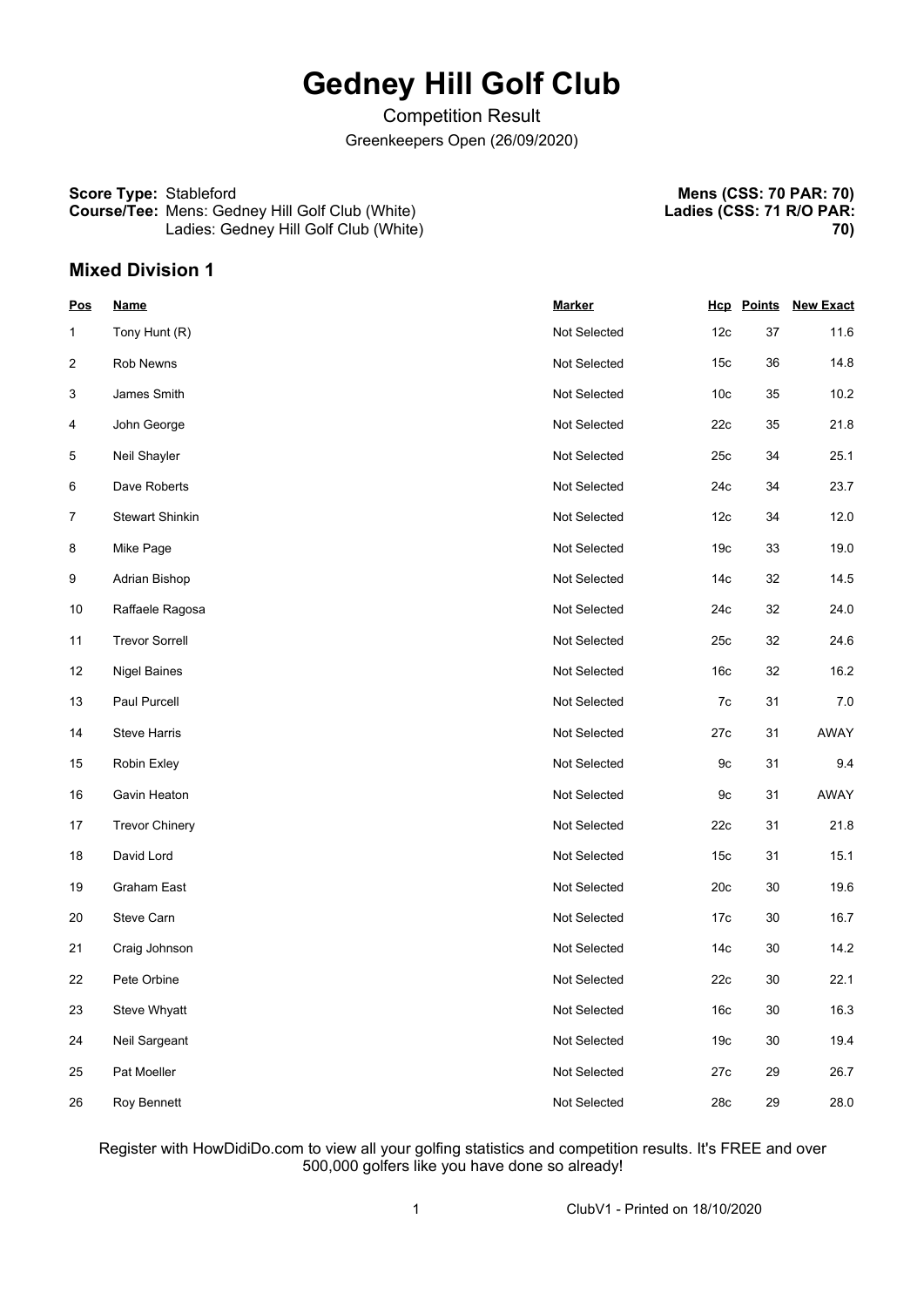# Gedney Hill Golf Club

Competition Result

Greenkeepers Open (26/09/2020)

**Score Type:** Stableford
**Course/Tee:** Mens: Gedney Hill Golf Club (White)
Ladies: Gedney Hill Golf Club (White)

**Mens (CSS: 70 PAR: 70)**
**Ladies (CSS: 71 R/O PAR: 70)**

## Mixed Division 1

| Pos | Name | Marker | Hcp | Points | New Exact |
|---|---|---|---|---|---|
| 1 | Tony Hunt (R) | Not Selected | 12c | 37 | 11.6 |
| 2 | Rob Newns | Not Selected | 15c | 36 | 14.8 |
| 3 | James Smith | Not Selected | 10c | 35 | 10.2 |
| 4 | John George | Not Selected | 22c | 35 | 21.8 |
| 5 | Neil Shayler | Not Selected | 25c | 34 | 25.1 |
| 6 | Dave Roberts | Not Selected | 24c | 34 | 23.7 |
| 7 | Stewart Shinkin | Not Selected | 12c | 34 | 12.0 |
| 8 | Mike Page | Not Selected | 19c | 33 | 19.0 |
| 9 | Adrian Bishop | Not Selected | 14c | 32 | 14.5 |
| 10 | Raffaele Ragosa | Not Selected | 24c | 32 | 24.0 |
| 11 | Trevor Sorrell | Not Selected | 25c | 32 | 24.6 |
| 12 | Nigel Baines | Not Selected | 16c | 32 | 16.2 |
| 13 | Paul Purcell | Not Selected | 7c | 31 | 7.0 |
| 14 | Steve Harris | Not Selected | 27c | 31 | AWAY |
| 15 | Robin Exley | Not Selected | 9c | 31 | 9.4 |
| 16 | Gavin Heaton | Not Selected | 9c | 31 | AWAY |
| 17 | Trevor Chinery | Not Selected | 22c | 31 | 21.8 |
| 18 | David Lord | Not Selected | 15c | 31 | 15.1 |
| 19 | Graham East | Not Selected | 20c | 30 | 19.6 |
| 20 | Steve Carn | Not Selected | 17c | 30 | 16.7 |
| 21 | Craig Johnson | Not Selected | 14c | 30 | 14.2 |
| 22 | Pete Orbine | Not Selected | 22c | 30 | 22.1 |
| 23 | Steve Whyatt | Not Selected | 16c | 30 | 16.3 |
| 24 | Neil Sargeant | Not Selected | 19c | 30 | 19.4 |
| 25 | Pat Moeller | Not Selected | 27c | 29 | 26.7 |
| 26 | Roy Bennett | Not Selected | 28c | 29 | 28.0 |

Register with HowDidiDo.com to view all your golfing statistics and competition results. It's FREE and over 500,000 golfers like you have done so already!

ClubV1 - Printed on 18/10/2020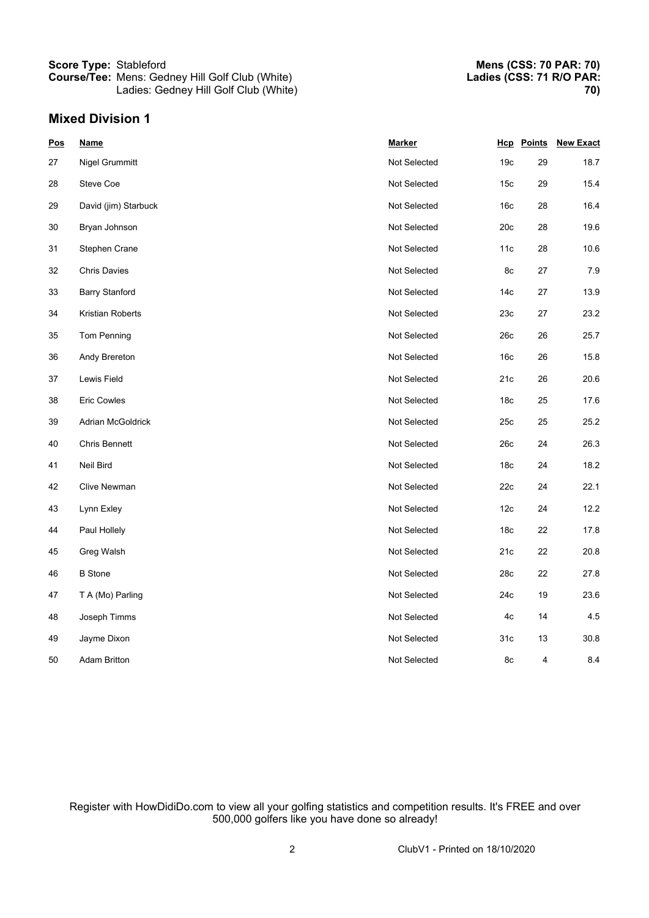**Score Type:** Stableford
**Course/Tee:** Mens: Gedney Hill Golf Club (White)
Ladies: Gedney Hill Golf Club (White)

**Mens (CSS: 70 PAR: 70)**
**Ladies (CSS: 71 R/O PAR: 70)**

## Mixed Division 1

| Pos | Name | Marker | Hcp | Points | New Exact |
|---|---|---|---|---|---|
| 27 | Nigel Grummitt | Not Selected | 19c | 29 | 18.7 |
| 28 | Steve Coe | Not Selected | 15c | 29 | 15.4 |
| 29 | David (jim) Starbuck | Not Selected | 16c | 28 | 16.4 |
| 30 | Bryan Johnson | Not Selected | 20c | 28 | 19.6 |
| 31 | Stephen Crane | Not Selected | 11c | 28 | 10.6 |
| 32 | Chris Davies | Not Selected | 8c | 27 | 7.9 |
| 33 | Barry Stanford | Not Selected | 14c | 27 | 13.9 |
| 34 | Kristian Roberts | Not Selected | 23c | 27 | 23.2 |
| 35 | Tom Penning | Not Selected | 26c | 26 | 25.7 |
| 36 | Andy Brereton | Not Selected | 16c | 26 | 15.8 |
| 37 | Lewis Field | Not Selected | 21c | 26 | 20.6 |
| 38 | Eric Cowles | Not Selected | 18c | 25 | 17.6 |
| 39 | Adrian McGoldrick | Not Selected | 25c | 25 | 25.2 |
| 40 | Chris Bennett | Not Selected | 26c | 24 | 26.3 |
| 41 | Neil Bird | Not Selected | 18c | 24 | 18.2 |
| 42 | Clive Newman | Not Selected | 22c | 24 | 22.1 |
| 43 | Lynn Exley | Not Selected | 12c | 24 | 12.2 |
| 44 | Paul Hollely | Not Selected | 18c | 22 | 17.8 |
| 45 | Greg Walsh | Not Selected | 21c | 22 | 20.8 |
| 46 | B Stone | Not Selected | 28c | 22 | 27.8 |
| 47 | T A (Mo) Parling | Not Selected | 24c | 19 | 23.6 |
| 48 | Joseph Timms | Not Selected | 4c | 14 | 4.5 |
| 49 | Jayme Dixon | Not Selected | 31c | 13 | 30.8 |
| 50 | Adam Britton | Not Selected | 8c | 4 | 8.4 |

Register with HowDidiDo.com to view all your golfing statistics and competition results. It's FREE and over 500,000 golfers like you have done so already!

ClubV1 - Printed on 18/10/2020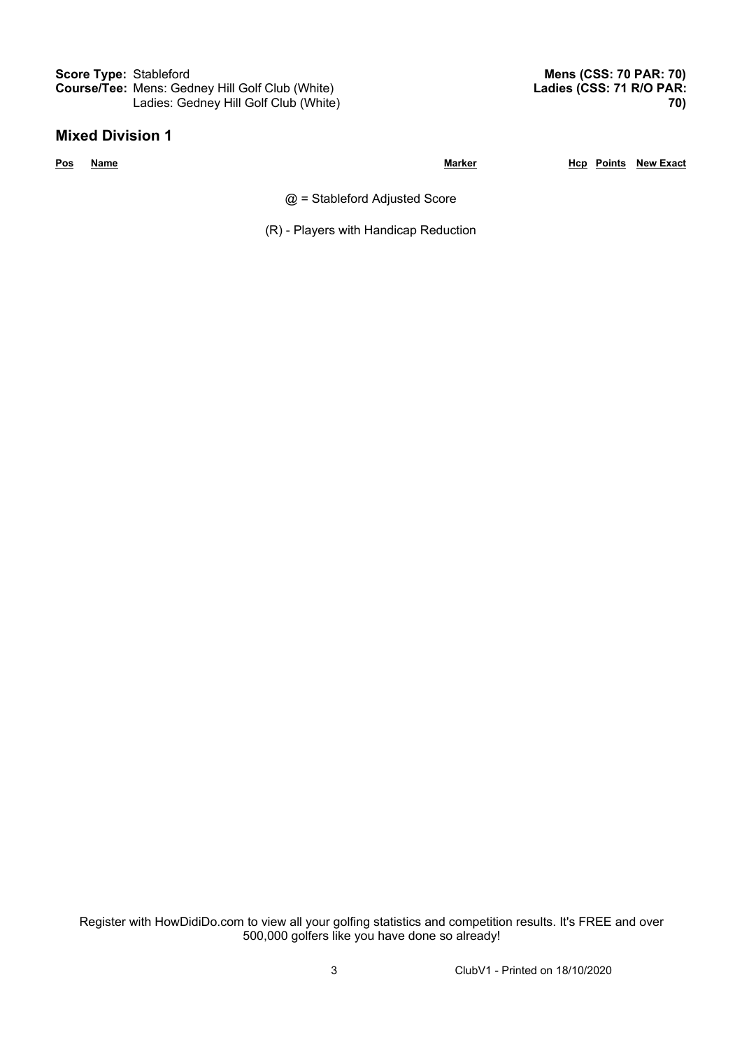**Score Type:** Stableford
**Course/Tee:** Mens: Gedney Hill Golf Club (White)
Ladies: Gedney Hill Golf Club (White)

**Mens (CSS: 70 PAR: 70)**
**Ladies (CSS: 71 R/O PAR: 70)**

## Mixed Division 1

| Pos | Name | Marker | Hcp | Points | New Exact |
|---|---|---|---|---|---|

@ = Stableford Adjusted Score

(R) - Players with Handicap Reduction

Register with HowDidiDo.com to view all your golfing statistics and competition results. It's FREE and over 500,000 golfers like you have done so already!

ClubV1 - Printed on 18/10/2020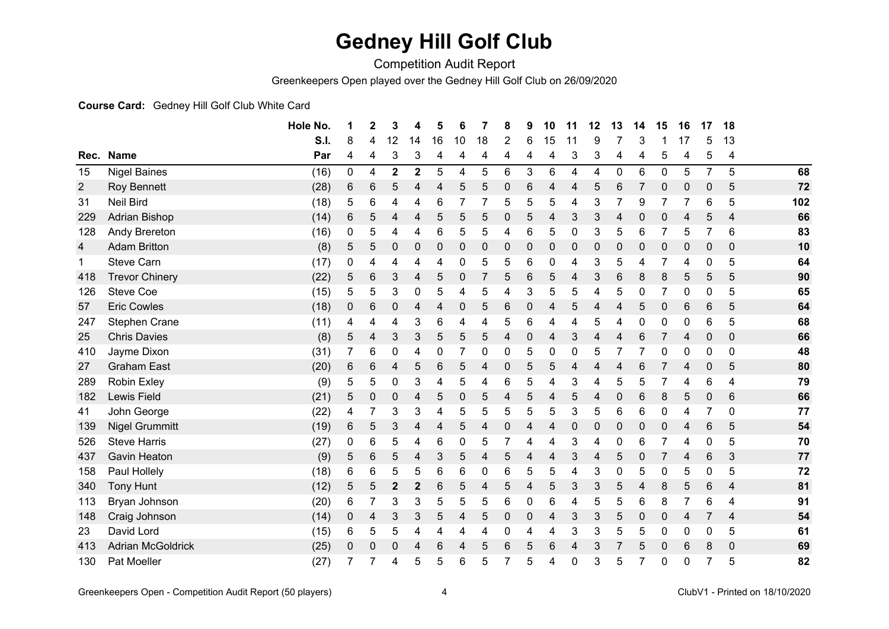# Gedney Hill Golf Club

Competition Audit Report

Greenkeepers Open played over the Gedney Hill Golf Club on 26/09/2020

**Course Card:** Gedney Hill Golf Club White Card

| | | Hole No. | 1 | 2 | 3 | 4 | 5 | 6 | 7 | 8 | 9 | 10 | 11 | 12 | 13 | 14 | 15 | 16 | 17 | 18 | |
|---|---|---|---|---|---|---|---|---|---|---|---|---|---|---|---|---|---|---|---|---|---|
| | | S.I. | 8 | 4 | 12 | 14 | 16 | 10 | 18 | 2 | 6 | 15 | 11 | 9 | 7 | 3 | 1 | 17 | 5 | 13 | |
| **Rec.** | **Name** | **Par** | 4 | 4 | 3 | 3 | 4 | 4 | 4 | 4 | 4 | 4 | 3 | 3 | 4 | 4 | 5 | 4 | 5 | 4 | |
| 15 | Nigel Baines | (16) | 0 | 4 | **2** | **2** | 5 | 4 | 5 | 6 | 3 | 6 | 4 | 4 | 0 | 6 | 0 | 5 | 7 | 5 | **68** |
| 2 | Roy Bennett | (28) | 6 | 6 | 5 | 4 | 4 | 5 | 5 | 0 | 6 | 4 | 4 | 5 | 6 | 7 | 0 | 0 | 0 | 5 | **72** |
| 31 | Neil Bird | (18) | 5 | 6 | 4 | 4 | 6 | 7 | 7 | 5 | 5 | 5 | 4 | 3 | 7 | 9 | 7 | 7 | 6 | 5 | **102** |
| 229 | Adrian Bishop | (14) | 6 | 5 | 4 | 4 | 5 | 5 | 5 | 0 | 5 | 4 | 3 | 3 | 4 | 0 | 0 | 4 | 5 | 4 | **66** |
| 128 | Andy Brereton | (16) | 0 | 5 | 4 | 4 | 6 | 5 | 5 | 4 | 6 | 5 | 0 | 3 | 5 | 6 | 7 | 5 | 7 | 6 | **83** |
| 4 | Adam Britton | (8) | 5 | 5 | 0 | 0 | 0 | 0 | 0 | 0 | 0 | 0 | 0 | 0 | 0 | 0 | 0 | 0 | 0 | 0 | **10** |
| 1 | Steve Carn | (17) | 0 | 4 | 4 | 4 | 4 | 0 | 5 | 5 | 6 | 0 | 4 | 3 | 5 | 4 | 7 | 4 | 0 | 5 | **64** |
| 418 | Trevor Chinery | (22) | 5 | 6 | 3 | 4 | 5 | 0 | 7 | 5 | 6 | 5 | 4 | 3 | 6 | 8 | 8 | 5 | 5 | 5 | **90** |
| 126 | Steve Coe | (15) | 5 | 5 | 3 | 0 | 5 | 4 | 5 | 4 | 3 | 5 | 5 | 4 | 5 | 0 | 7 | 0 | 0 | 5 | **65** |
| 57 | Eric Cowles | (18) | 0 | 6 | 0 | 4 | 4 | 0 | 5 | 6 | 0 | 4 | 5 | 4 | 4 | 5 | 0 | 6 | 6 | 5 | **64** |
| 247 | Stephen Crane | (11) | 4 | 4 | 4 | 3 | 6 | 4 | 4 | 5 | 6 | 4 | 4 | 5 | 4 | 0 | 0 | 0 | 6 | 5 | **68** |
| 25 | Chris Davies | (8) | 5 | 4 | 3 | 3 | 5 | 5 | 5 | 4 | 0 | 4 | 3 | 4 | 4 | 6 | 7 | 4 | 0 | 0 | **66** |
| 410 | Jayme Dixon | (31) | 7 | 6 | 0 | 4 | 0 | 7 | 0 | 0 | 5 | 0 | 0 | 5 | 7 | 7 | 0 | 0 | 0 | 0 | **48** |
| 27 | Graham East | (20) | 6 | 6 | 4 | 5 | 6 | 5 | 4 | 0 | 5 | 5 | 4 | 4 | 4 | 6 | 7 | 4 | 0 | 5 | **80** |
| 289 | Robin Exley | (9) | 5 | 5 | 0 | 3 | 4 | 5 | 4 | 6 | 5 | 4 | 3 | 4 | 5 | 5 | 7 | 4 | 6 | 4 | **79** |
| 182 | Lewis Field | (21) | 5 | 0 | 0 | 4 | 5 | 0 | 5 | 4 | 5 | 4 | 5 | 4 | 0 | 6 | 8 | 5 | 0 | 6 | **66** |
| 41 | John George | (22) | 4 | 7 | 3 | 3 | 4 | 5 | 5 | 5 | 5 | 5 | 3 | 5 | 6 | 6 | 0 | 4 | 7 | 0 | **77** |
| 139 | Nigel Grummitt | (19) | 6 | 5 | 3 | 4 | 4 | 5 | 4 | 0 | 4 | 4 | 0 | 0 | 0 | 0 | 0 | 4 | 6 | 5 | **54** |
| 526 | Steve Harris | (27) | 0 | 6 | 5 | 4 | 6 | 0 | 5 | 7 | 4 | 4 | 3 | 4 | 0 | 6 | 7 | 4 | 0 | 5 | **70** |
| 437 | Gavin Heaton | (9) | 5 | 6 | 5 | 4 | 3 | 5 | 4 | 5 | 4 | 4 | 3 | 4 | 5 | 0 | 7 | 4 | 6 | 3 | **77** |
| 158 | Paul Hollely | (18) | 6 | 6 | 5 | 5 | 6 | 6 | 0 | 6 | 5 | 5 | 4 | 3 | 0 | 5 | 0 | 5 | 0 | 5 | **72** |
| 340 | Tony Hunt | (12) | 5 | 5 | **2** | **2** | 6 | 5 | 4 | 5 | 4 | 5 | 3 | 3 | 5 | 4 | 8 | 5 | 6 | 4 | **81** |
| 113 | Bryan Johnson | (20) | 6 | 7 | 3 | 3 | 5 | 5 | 5 | 6 | 0 | 6 | 4 | 5 | 5 | 6 | 8 | 7 | 6 | 4 | **91** |
| 148 | Craig Johnson | (14) | 0 | 4 | 3 | 3 | 5 | 4 | 5 | 0 | 0 | 4 | 3 | 3 | 5 | 0 | 0 | 4 | 7 | 4 | **54** |
| 23 | David Lord | (15) | 6 | 5 | 5 | 4 | 4 | 4 | 4 | 0 | 4 | 4 | 3 | 3 | 5 | 5 | 0 | 0 | 0 | 5 | **61** |
| 413 | Adrian McGoldrick | (25) | 0 | 0 | 0 | 4 | 6 | 4 | 5 | 6 | 5 | 6 | 4 | 3 | 7 | 5 | 0 | 6 | 8 | 0 | **69** |
| 130 | Pat Moeller | (27) | 7 | 7 | 4 | 5 | 5 | 6 | 5 | 7 | 5 | 4 | 0 | 3 | 5 | 7 | 0 | 0 | 7 | 5 | **82** |

Greenkeepers Open - Competition Audit Report (50 players)

ClubV1 - Printed on 18/10/2020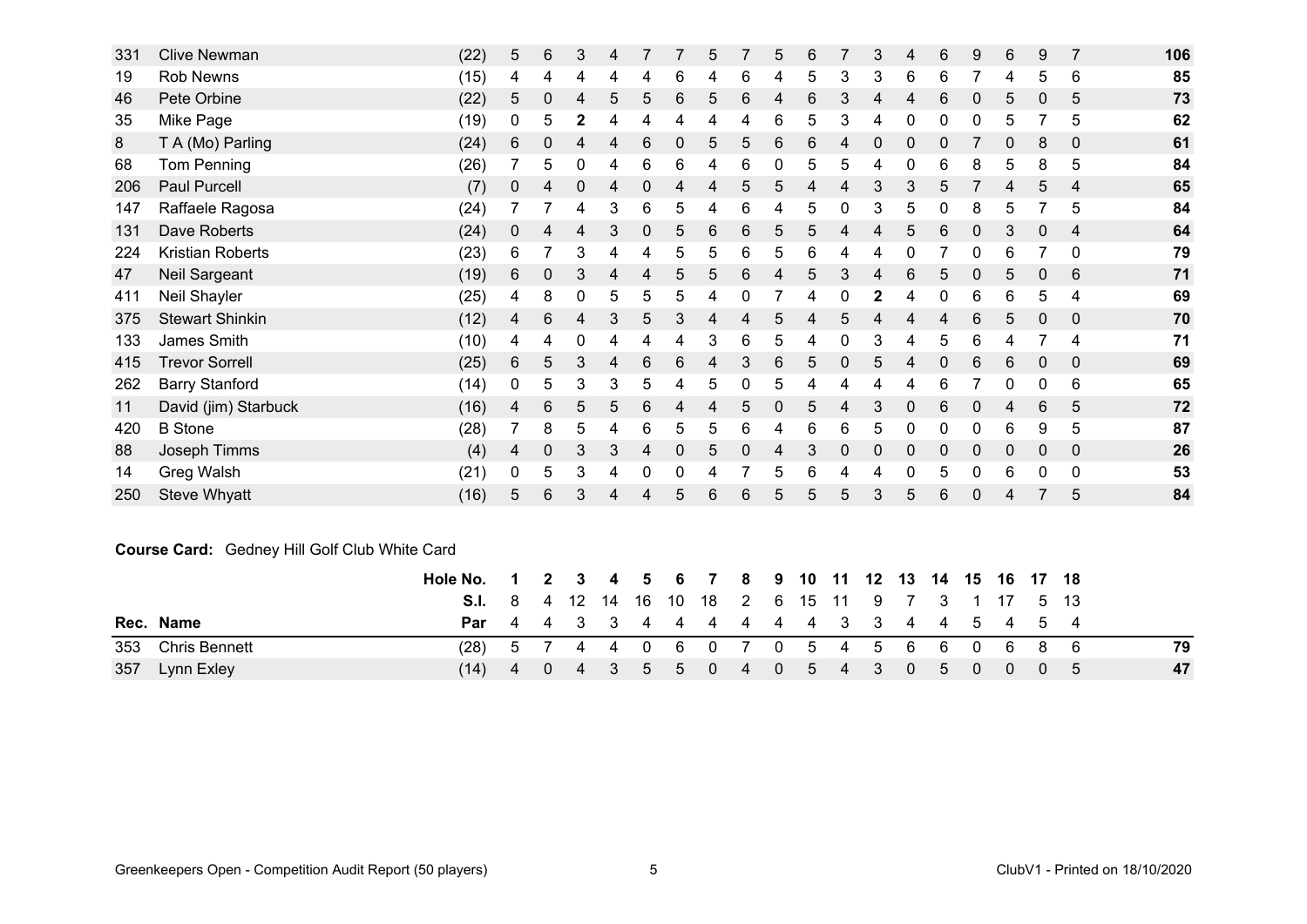| | | | | | | | | | | | | | | | | | | | | | |
|---|---|---|---|---|---|---|---|---|---|---|---|---|---|---|---|---|---|---|---|---|---|
| 331 | Clive Newman | (22) | 5 | 6 | 3 | 4 | 7 | 7 | 5 | 7 | 5 | 6 | 7 | 3 | 4 | 6 | 9 | 6 | 9 | 7 | **106** |
| 19 | Rob Newns | (15) | 4 | 4 | 4 | 4 | 4 | 6 | 4 | 6 | 4 | 5 | 3 | 3 | 6 | 6 | 7 | 4 | 5 | 6 | **85** |
| 46 | Pete Orbine | (22) | 5 | 0 | 4 | 5 | 5 | 6 | 5 | 6 | 4 | 6 | 3 | 4 | 4 | 6 | 0 | 5 | 0 | 5 | **73** |
| 35 | Mike Page | (19) | 0 | 5 | **2** | 4 | 4 | 4 | 4 | 4 | 6 | 5 | 3 | 4 | 0 | 0 | 0 | 5 | 7 | 5 | **62** |
| 8 | T A (Mo) Parling | (24) | 6 | 0 | 4 | 4 | 6 | 0 | 5 | 5 | 6 | 6 | 4 | 0 | 0 | 0 | 7 | 0 | 8 | 0 | **61** |
| 68 | Tom Penning | (26) | 7 | 5 | 0 | 4 | 6 | 6 | 4 | 6 | 0 | 5 | 5 | 4 | 0 | 6 | 8 | 5 | 8 | 5 | **84** |
| 206 | Paul Purcell | (7) | 0 | 4 | 0 | 4 | 0 | 4 | 4 | 5 | 5 | 4 | 4 | 3 | 3 | 5 | 7 | 4 | 5 | 4 | **65** |
| 147 | Raffaele Ragosa | (24) | 7 | 7 | 4 | 3 | 6 | 5 | 4 | 6 | 4 | 5 | 0 | 3 | 5 | 0 | 8 | 5 | 7 | 5 | **84** |
| 131 | Dave Roberts | (24) | 0 | 4 | 4 | 3 | 0 | 5 | 6 | 6 | 5 | 5 | 4 | 4 | 5 | 6 | 0 | 3 | 0 | 4 | **64** |
| 224 | Kristian Roberts | (23) | 6 | 7 | 3 | 4 | 4 | 5 | 5 | 6 | 5 | 6 | 4 | 4 | 0 | 7 | 0 | 6 | 7 | 0 | **79** |
| 47 | Neil Sargeant | (19) | 6 | 0 | 3 | 4 | 4 | 5 | 5 | 6 | 4 | 5 | 3 | 4 | 6 | 5 | 0 | 5 | 0 | 6 | **71** |
| 411 | Neil Shayler | (25) | 4 | 8 | 0 | 5 | 5 | 5 | 4 | 0 | 7 | 4 | 0 | **2** | 4 | 0 | 6 | 6 | 5 | 4 | **69** |
| 375 | Stewart Shinkin | (12) | 4 | 6 | 4 | 3 | 5 | 3 | 4 | 4 | 5 | 4 | 5 | 4 | 4 | 4 | 6 | 5 | 0 | 0 | **70** |
| 133 | James Smith | (10) | 4 | 4 | 0 | 4 | 4 | 4 | 3 | 6 | 5 | 4 | 0 | 3 | 4 | 5 | 6 | 4 | 7 | 4 | **71** |
| 415 | Trevor Sorrell | (25) | 6 | 5 | 3 | 4 | 6 | 6 | 4 | 3 | 6 | 5 | 0 | 5 | 4 | 0 | 6 | 6 | 0 | 0 | **69** |
| 262 | Barry Stanford | (14) | 0 | 5 | 3 | 3 | 5 | 4 | 5 | 0 | 5 | 4 | 4 | 4 | 4 | 6 | 7 | 0 | 0 | 6 | **65** |
| 11 | David (jim) Starbuck | (16) | 4 | 6 | 5 | 5 | 6 | 4 | 4 | 5 | 0 | 5 | 4 | 3 | 0 | 6 | 0 | 4 | 6 | 5 | **72** |
| 420 | B Stone | (28) | 7 | 8 | 5 | 4 | 6 | 5 | 5 | 6 | 4 | 6 | 6 | 5 | 0 | 0 | 0 | 6 | 9 | 5 | **87** |
| 88 | Joseph Timms | (4) | 4 | 0 | 3 | 3 | 4 | 0 | 5 | 0 | 4 | 3 | 0 | 0 | 0 | 0 | 0 | 0 | 0 | 0 | **26** |
| 14 | Greg Walsh | (21) | 0 | 5 | 3 | 4 | 0 | 0 | 4 | 7 | 5 | 6 | 4 | 4 | 0 | 5 | 0 | 6 | 0 | 0 | **53** |
| 250 | Steve Whyatt | (16) | 5 | 6 | 3 | 4 | 4 | 5 | 6 | 6 | 5 | 5 | 5 | 3 | 5 | 6 | 0 | 4 | 7 | 5 | **84** |

**Course Card:** Gedney Hill Golf Club White Card

| | | **Hole No.** | **1** | **2** | **3** | **4** | **5** | **6** | **7** | **8** | **9** | **10** | **11** | **12** | **13** | **14** | **15** | **16** | **17** | **18** | |
|---|---|---|---|---|---|---|---|---|---|---|---|---|---|---|---|---|---|---|---|---|---|
| | | **S.I.** | 8 | 4 | 12 | 14 | 16 | 10 | 18 | 2 | 6 | 15 | 11 | 9 | 7 | 3 | 1 | 17 | 5 | 13 | |
| **Rec.** | **Name** | **Par** | 4 | 4 | 3 | 3 | 4 | 4 | 4 | 4 | 4 | 4 | 3 | 3 | 4 | 4 | 5 | 4 | 5 | 4 | |
| 353 | Chris Bennett | (28) | 5 | 7 | 4 | 4 | 0 | 6 | 0 | 7 | 0 | 5 | 4 | 5 | 6 | 6 | 0 | 6 | 8 | 6 | **79** |
| 357 | Lynn Exley | (14) | 4 | 0 | 4 | 3 | 5 | 5 | 0 | 4 | 0 | 5 | 4 | 3 | 0 | 5 | 0 | 0 | 0 | 5 | **47** |